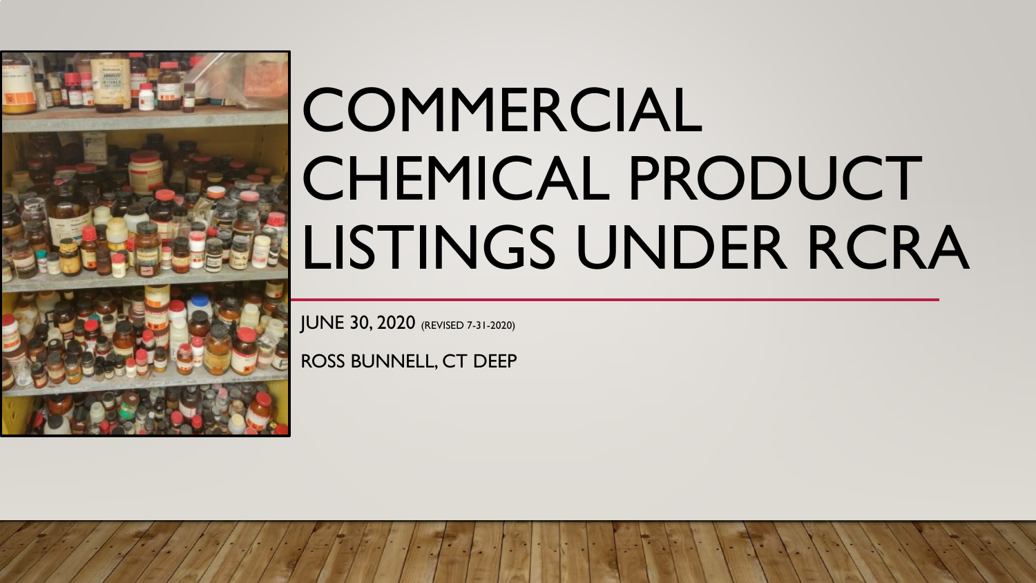# COMMERCIAL CHEMICAL PRODUCT LISTINGS UNDER RCRA

JUNE 30, 2020 (REVISED 7-31-2020)

ROSS BUNNELL, CT DEEP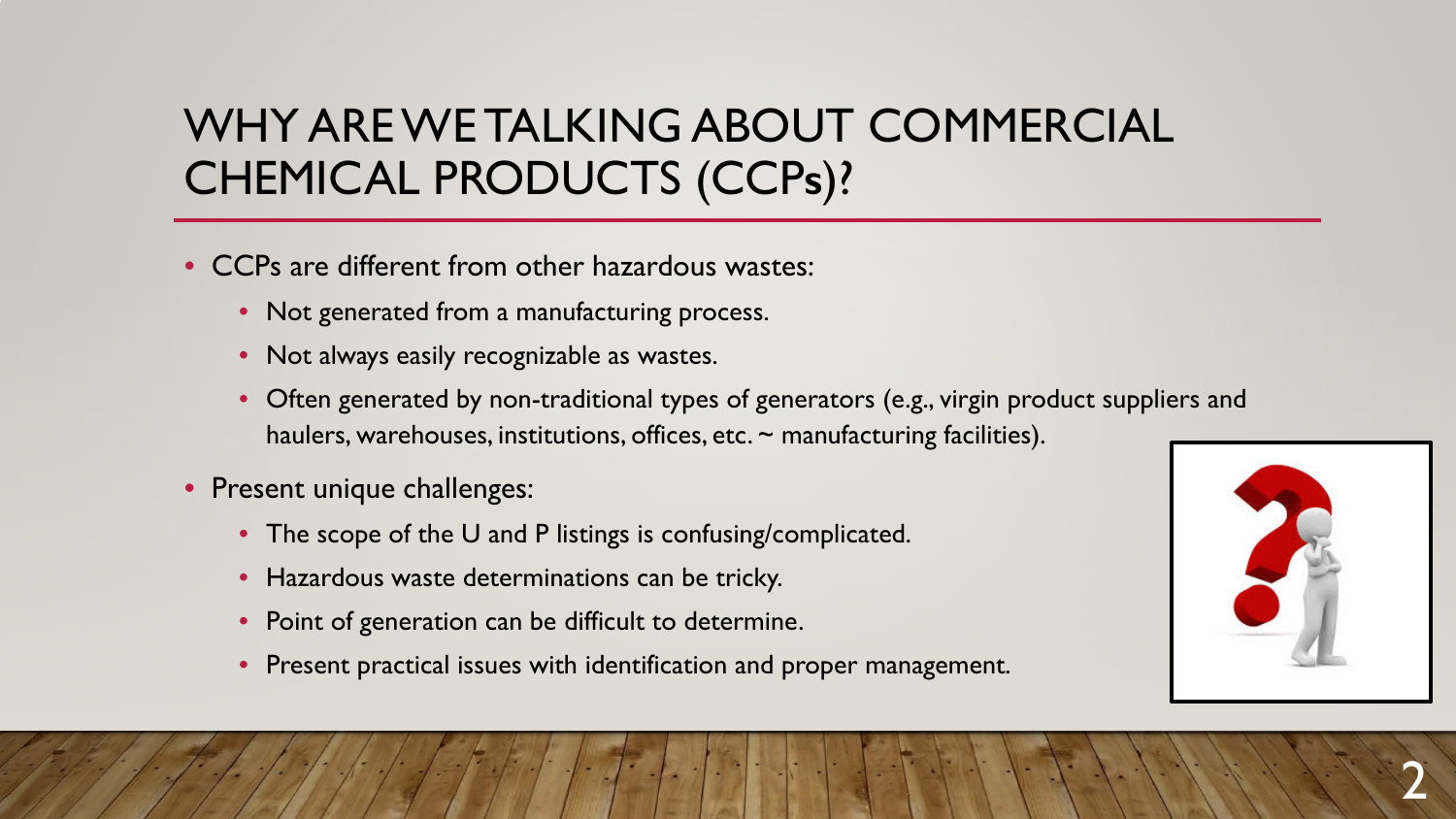# WHY ARE WE TALKING ABOUT COMMERCIAL CHEMICAL PRODUCTS (CCPs)?

- CCPs are different from other hazardous wastes:
  - Not generated from a manufacturing process.
  - Not always easily recognizable as wastes.
  - Often generated by non-traditional types of generators (e.g., virgin product suppliers and haulers, warehouses, institutions, offices, etc. ~ manufacturing facilities).
- Present unique challenges:
  - The scope of the U and P listings is confusing/complicated.
  - Hazardous waste determinations can be tricky.
  - Point of generation can be difficult to determine.
  - Present practical issues with identification and proper management.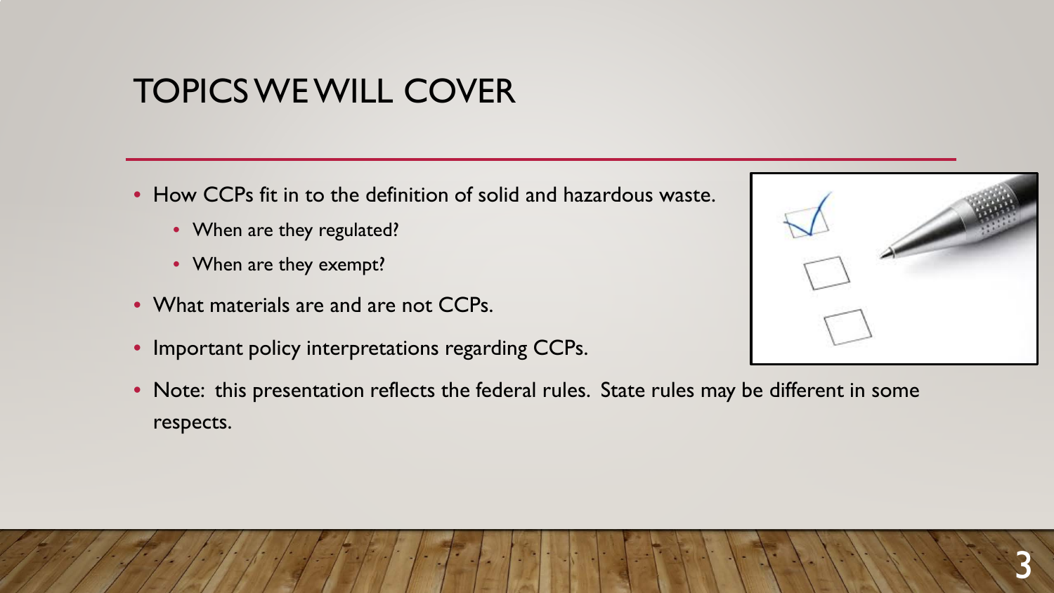# TOPICS WE WILL COVER

- How CCPs fit in to the definition of solid and hazardous waste.
  - When are they regulated?
  - When are they exempt?
- What materials are and are not CCPs.
- Important policy interpretations regarding CCPs.
- Note: this presentation reflects the federal rules. State rules may be different in some respects.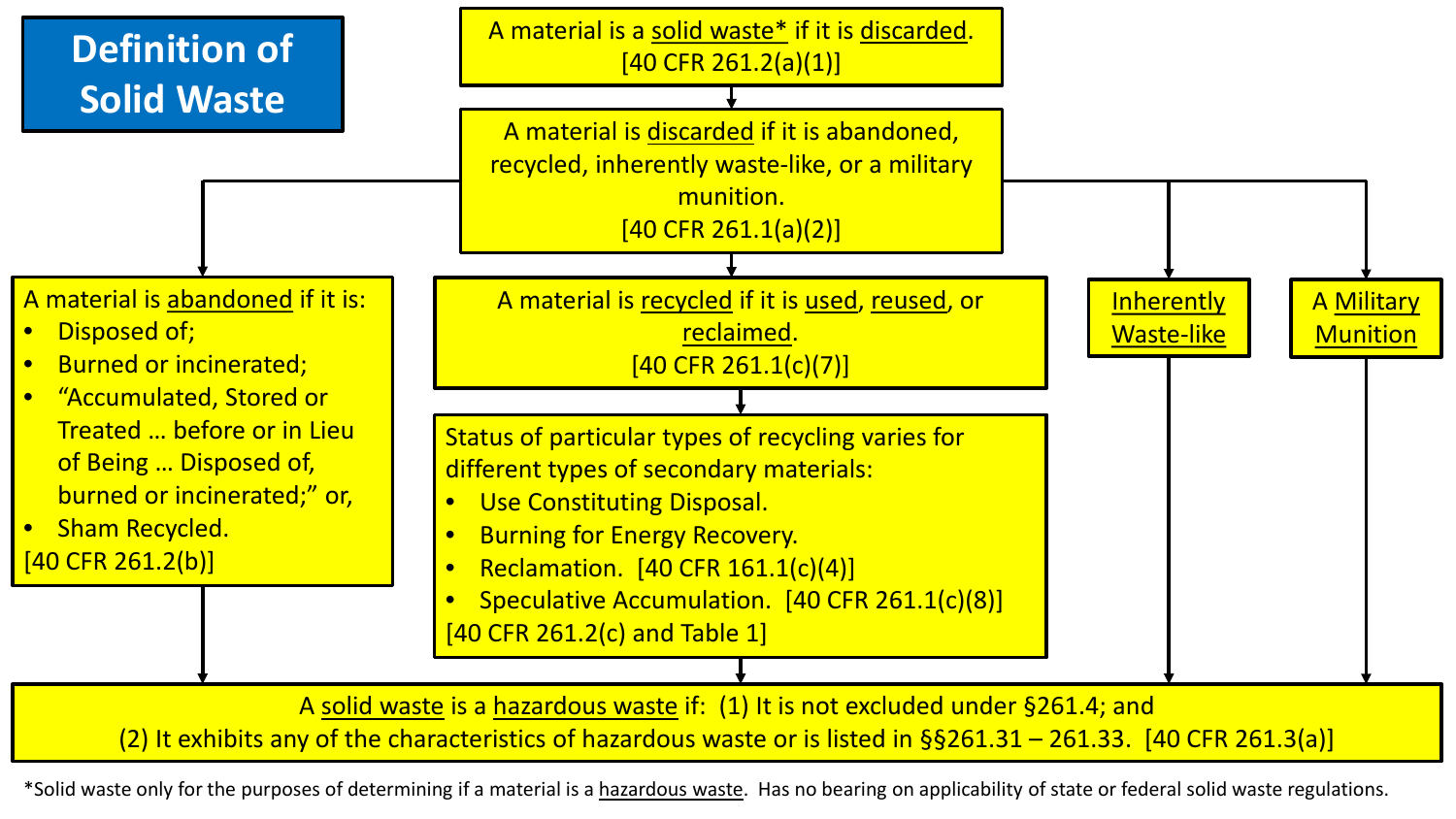# Definition of Solid Waste

A material is solid waste* if it is discarded.
[40 CFR 261.2(a)(1)]

A material is discarded if it is abandoned, recycled, inherently waste-like, or a military munition.
[40 CFR 261.1(a)(2)]

A material is abandoned if it is:

- Disposed of;
- Burned or incinerated;
- "Accumulated, Stored or Treated … before or in Lieu of Being … Disposed of, burned or incinerated;" or,
- Sham Recycled.

[40 CFR 261.2(b)]

A material is recycled if it is used, reused, or reclaimed.
[40 CFR 261.1(c)(7)]

Status of particular types of recycling varies for different types of secondary materials:

- Use Constituting Disposal.
- Burning for Energy Recovery.
- Reclamation. [40 CFR 161.1(c)(4)]
- Speculative Accumulation. [40 CFR 261.1(c)(8)]

[40 CFR 261.2(c) and Table 1]

Inherently Waste-like

A Military Munition

A solid waste is a hazardous waste if: (1) It is not excluded under §261.4; and
(2) It exhibits any of the characteristics of hazardous waste or is listed in §§261.31 – 261.33. [40 CFR 261.3(a)]

*Solid waste only for the purposes of determining if a material is a hazardous waste. Has no bearing on applicability of state or federal solid waste regulations.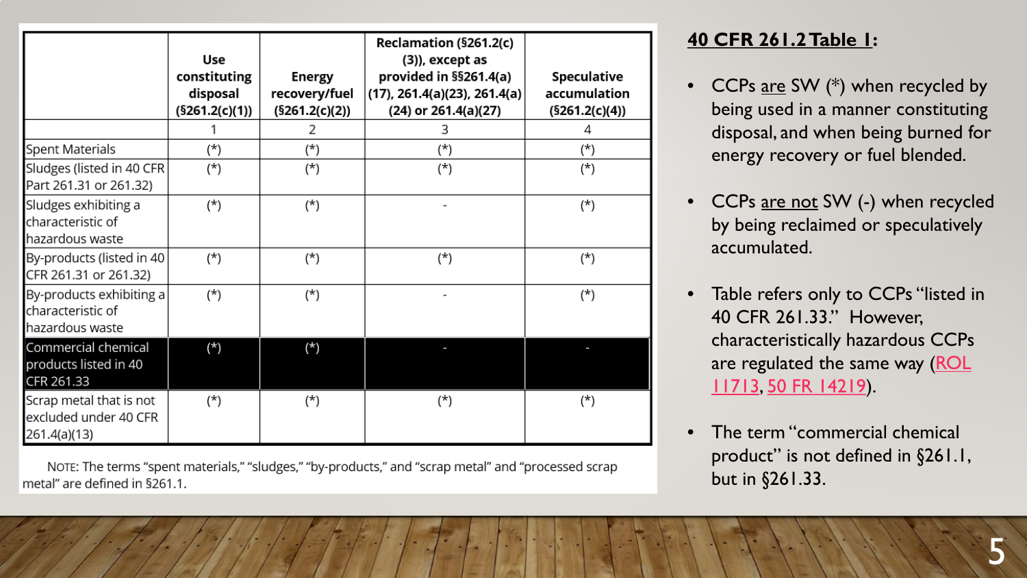| | Use constituting disposal (§261.2(c)(1)) | Energy recovery/fuel (§261.2(c)(2)) | Reclamation (§261.2(c)(3)), except as provided in §§261.4(a)(17), 261.4(a)(23), 261.4(a)(24) or 261.4(a)(27) | Speculative accumulation (§261.2(c)(4)) |
|---|---|---|---|---|
| | 1 | 2 | 3 | 4 |
| Spent Materials | (*) | (*) | (*) | (*) |
| Sludges (listed in 40 CFR Part 261.31 or 261.32) | (*) | (*) | (*) | (*) |
| Sludges exhibiting a characteristic of hazardous waste | (*) | (*) | - | (*) |
| By-products (listed in 40 CFR 261.31 or 261.32) | (*) | (*) | (*) | (*) |
| By-products exhibiting a characteristic of hazardous waste | (*) | (*) | - | (*) |
| Commercial chemical products listed in 40 CFR 261.33 | (*) | (*) | - | - |
| Scrap metal that is not excluded under 40 CFR 261.4(a)(13) | (*) | (*) | (*) | (*) |

NOTE: The terms "spent materials," "sludges," "by-products," and "scrap metal" and "processed scrap metal" are defined in §261.1.

## 40 CFR 261.2 Table 1:

- CCPs are SW (*) when recycled by being used in a manner constituting disposal, and when being burned for energy recovery or fuel blended.
- CCPs are not SW (-) when recycled by being reclaimed or speculatively accumulated.
- Table refers only to CCPs "listed in 40 CFR 261.33." However, characteristically hazardous CCPs are regulated the same way (ROL 11713, 50 FR 14219).
- The term "commercial chemical product" is not defined in §261.1, but in §261.33.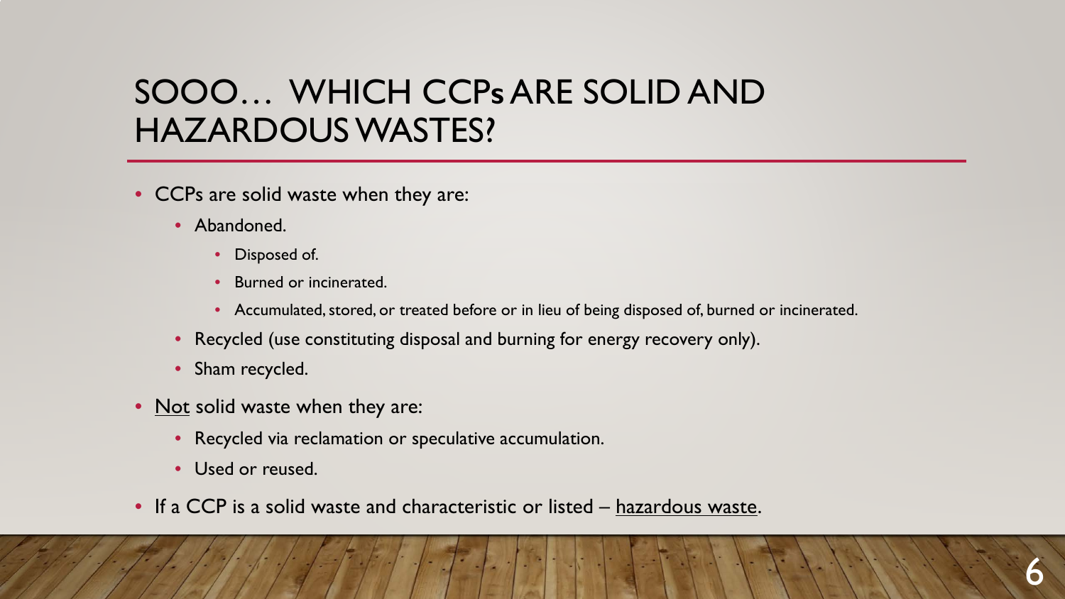# SOOO… WHICH CCPs ARE SOLID AND HAZARDOUS WASTES?

- CCPs are solid waste when they are:
  - Abandoned.
    - Disposed of.
    - Burned or incinerated.
    - Accumulated, stored, or treated before or in lieu of being disposed of, burned or incinerated.
  - Recycled (use constituting disposal and burning for energy recovery only).
  - Sham recycled.
- <u>Not</u> solid waste when they are:
  - Recycled via reclamation or speculative accumulation.
  - Used or reused.
- If a CCP is a solid waste and characteristic or listed – <u>hazardous waste</u>.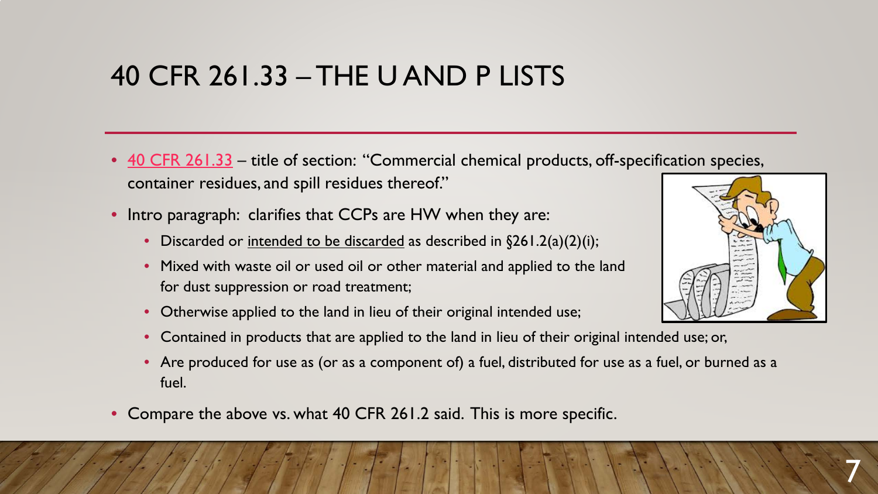# 40 CFR 261.33 – THE U AND P LISTS

- 40 CFR 261.33 – title of section: "Commercial chemical products, off-specification species, container residues, and spill residues thereof."
- Intro paragraph: clarifies that CCPs are HW when they are:
  - Discarded or intended to be discarded as described in §261.2(a)(2)(i);
  - Mixed with waste oil or used oil or other material and applied to the land for dust suppression or road treatment;
  - Otherwise applied to the land in lieu of their original intended use;
  - Contained in products that are applied to the land in lieu of their original intended use; or,
  - Are produced for use as (or as a component of) a fuel, distributed for use as a fuel, or burned as a fuel.
- Compare the above vs. what 40 CFR 261.2 said. This is more specific.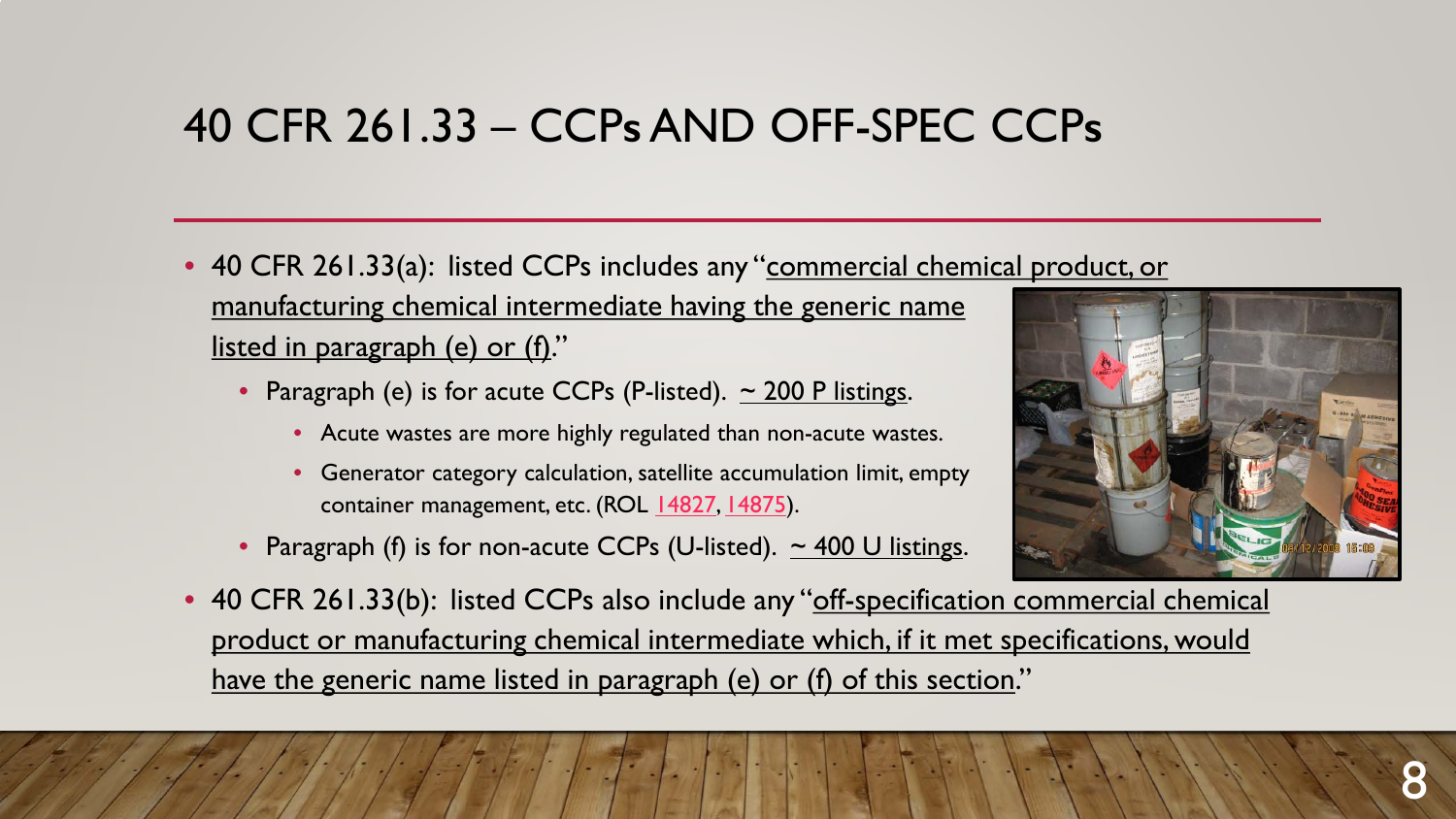# 40 CFR 261.33 – CCPs AND OFF-SPEC CCPs

- 40 CFR 261.33(a): listed CCPs includes any "commercial chemical product, or manufacturing chemical intermediate having the generic name listed in paragraph (e) or (f)."
  - Paragraph (e) is for acute CCPs (P-listed). ~ 200 P listings.
    - Acute wastes are more highly regulated than non-acute wastes.
    - Generator category calculation, satellite accumulation limit, empty container management, etc. (ROL 14827, 14875).
  - Paragraph (f) is for non-acute CCPs (U-listed). ~ 400 U listings.
- 40 CFR 261.33(b): listed CCPs also include any "off-specification commercial chemical product or manufacturing chemical intermediate which, if it met specifications, would have the generic name listed in paragraph (e) or (f) of this section."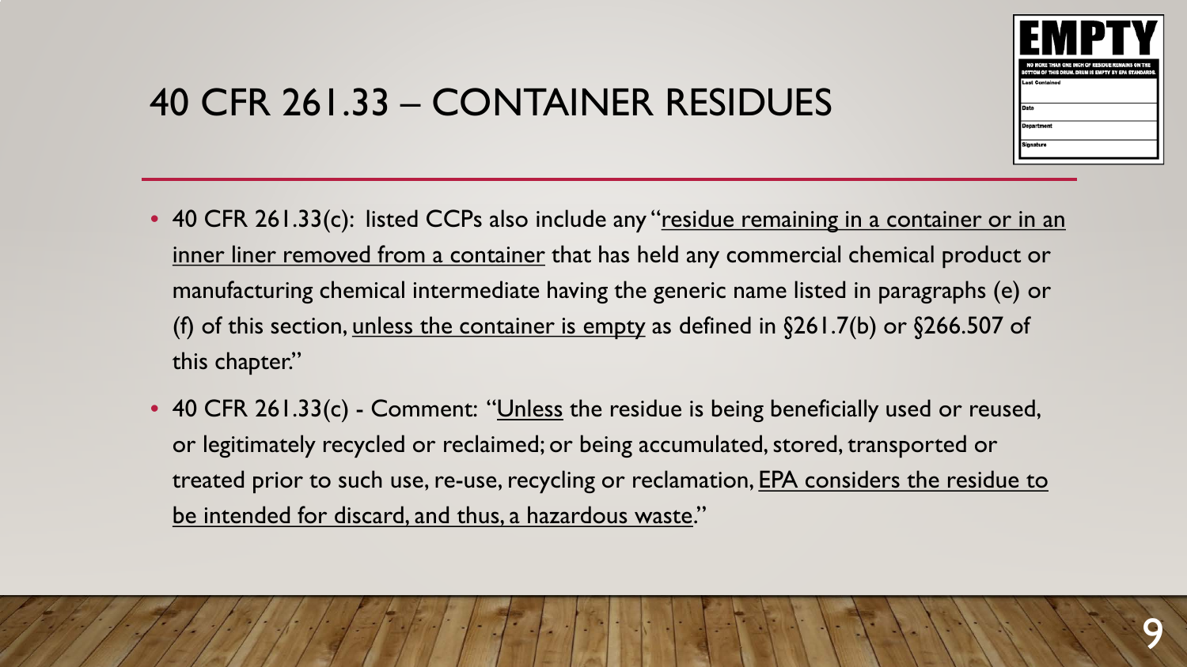# 40 CFR 261.33 – CONTAINER RESIDUES

- 40 CFR 261.33(c): listed CCPs also include any "residue remaining in a container or in an inner liner removed from a container that has held any commercial chemical product or manufacturing chemical intermediate having the generic name listed in paragraphs (e) or (f) of this section, unless the container is empty as defined in §261.7(b) or §266.507 of this chapter."
- 40 CFR 261.33(c) - Comment: "Unless the residue is being beneficially used or reused, or legitimately recycled or reclaimed; or being accumulated, stored, transported or treated prior to such use, re-use, recycling or reclamation, EPA considers the residue to be intended for discard, and thus, a hazardous waste."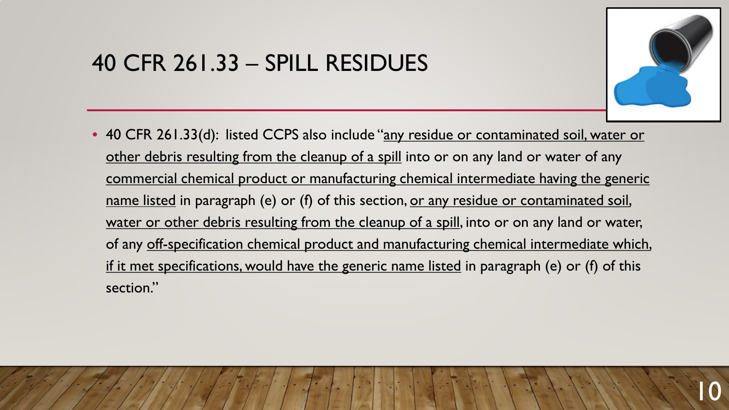# 40 CFR 261.33 – SPILL RESIDUES

- 40 CFR 261.33(d): listed CCPS also include "any residue or contaminated soil, water or other debris resulting from the cleanup of a spill into or on any land or water of any commercial chemical product or manufacturing chemical intermediate having the generic name listed in paragraph (e) or (f) of this section, or any residue or contaminated soil, water or other debris resulting from the cleanup of a spill, into or on any land or water, of any off-specification chemical product and manufacturing chemical intermediate which, if it met specifications, would have the generic name listed in paragraph (e) or (f) of this section."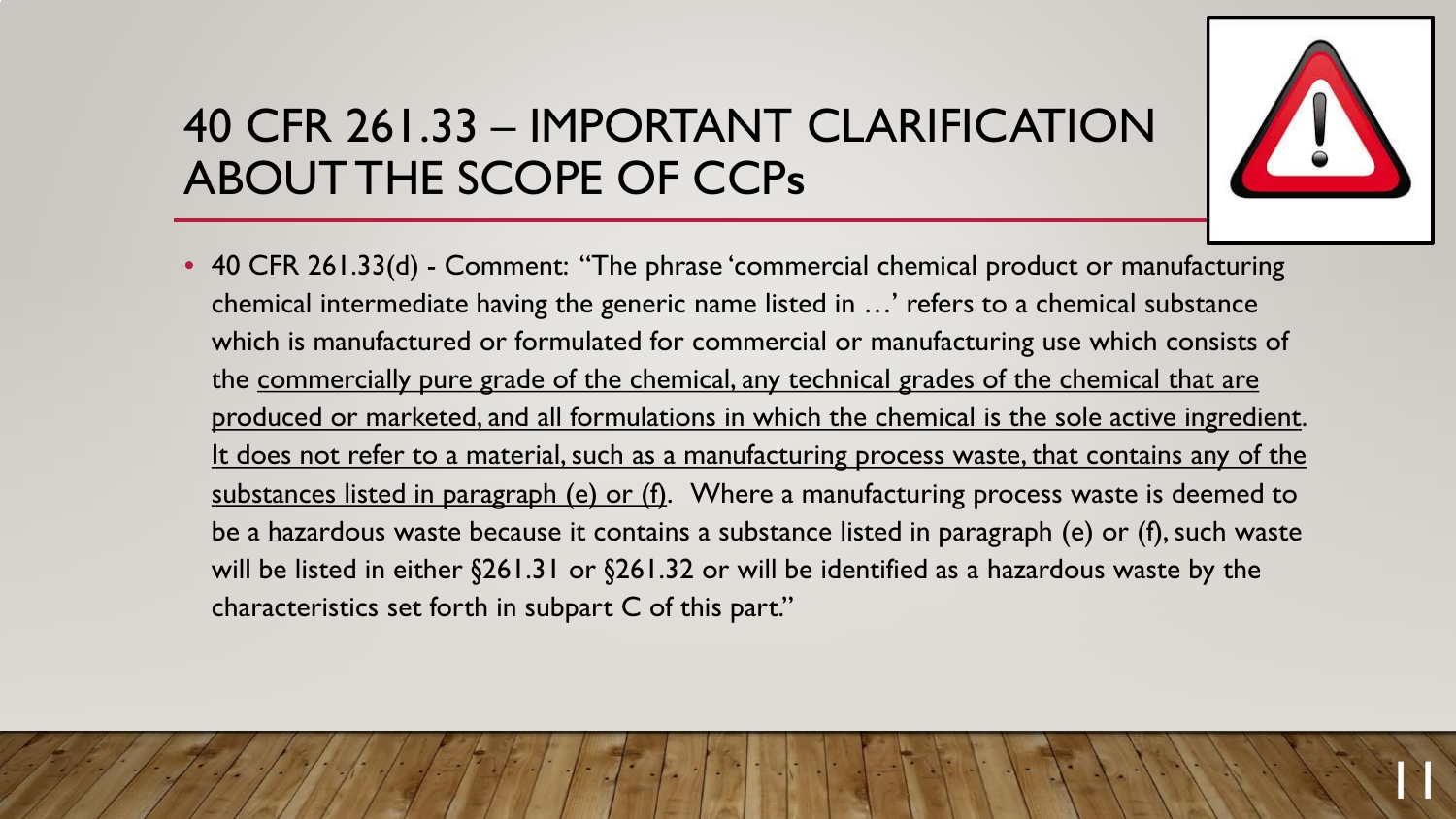# 40 CFR 261.33 – IMPORTANT CLARIFICATION ABOUT THE SCOPE OF CCPs

- 40 CFR 261.33(d) - Comment: "The phrase 'commercial chemical product or manufacturing chemical intermediate having the generic name listed in …' refers to a chemical substance which is manufactured or formulated for commercial or manufacturing use which consists of the <u>commercially pure grade of the chemical, any technical grades of the chemical that are produced or marketed, and all formulations in which the chemical is the sole active ingredient</u>. <u>It does not refer to a material, such as a manufacturing process waste, that contains any of the substances listed in paragraph (e) or (f)</u>. Where a manufacturing process waste is deemed to be a hazardous waste because it contains a substance listed in paragraph (e) or (f), such waste will be listed in either §261.31 or §261.32 or will be identified as a hazardous waste by the characteristics set forth in subpart C of this part."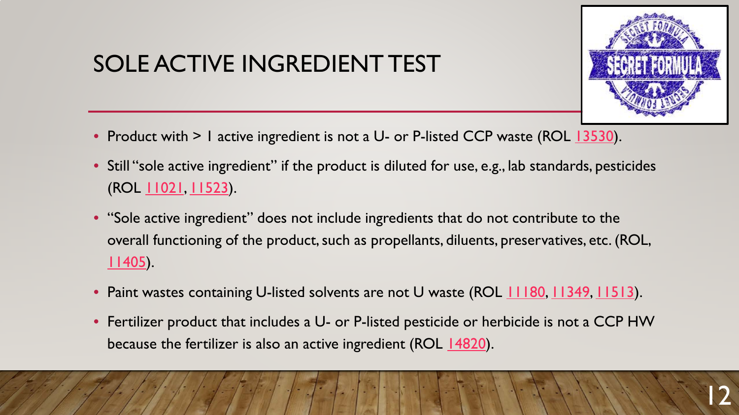# SOLE ACTIVE INGREDIENT TEST

- Product with > 1 active ingredient is not a U- or P-listed CCP waste (ROL 13530).
- Still "sole active ingredient" if the product is diluted for use, e.g., lab standards, pesticides (ROL 11021, 11523).
- "Sole active ingredient" does not include ingredients that do not contribute to the overall functioning of the product, such as propellants, diluents, preservatives, etc. (ROL, 11405).
- Paint wastes containing U-listed solvents are not U waste (ROL 11180, 11349, 11513).
- Fertilizer product that includes a U- or P-listed pesticide or herbicide is not a CCP HW because the fertilizer is also an active ingredient (ROL 14820).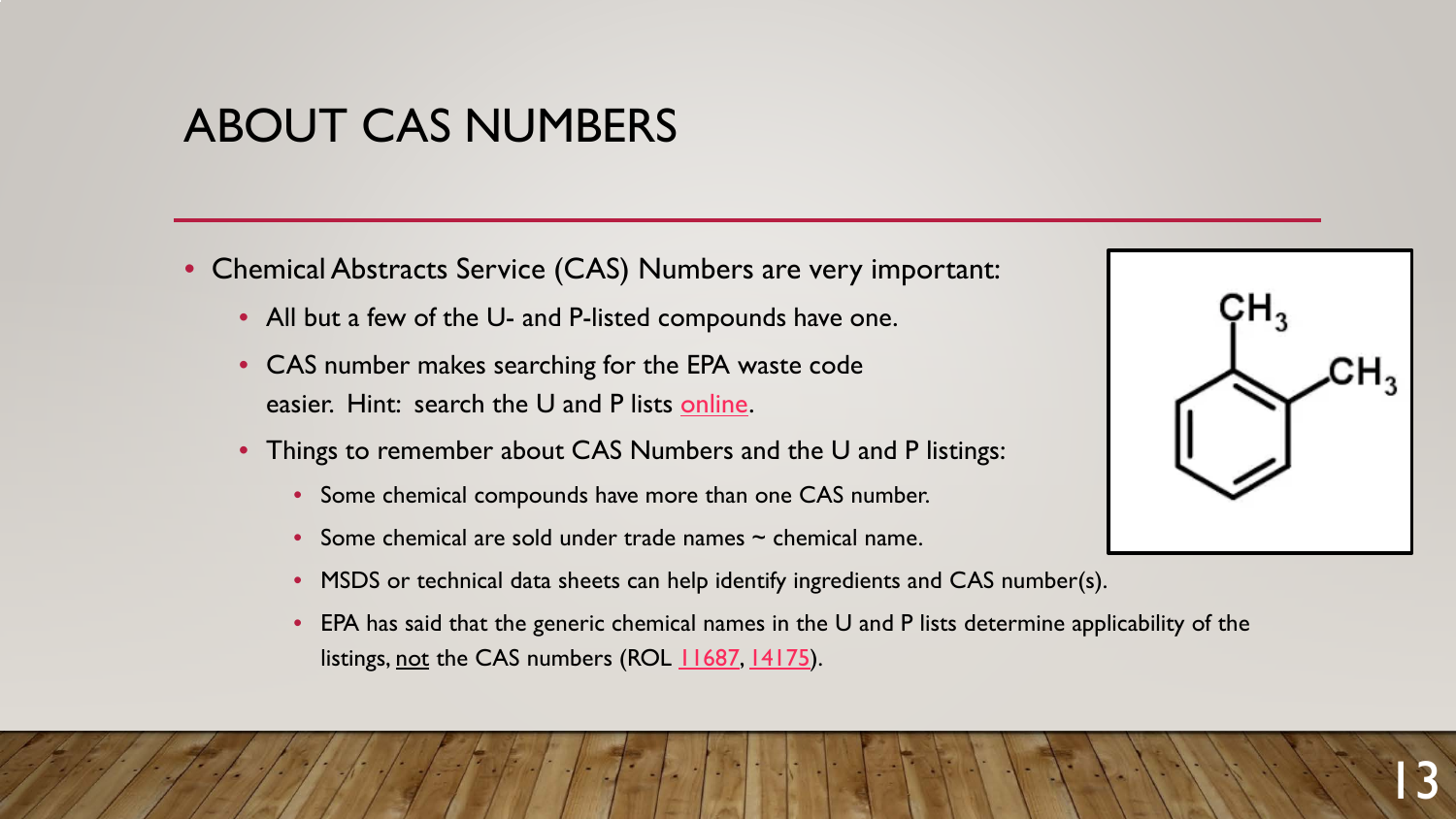# ABOUT CAS NUMBERS

- Chemical Abstracts Service (CAS) Numbers are very important:
  - All but a few of the U- and P-listed compounds have one.
  - CAS number makes searching for the EPA waste code easier. Hint: search the U and P lists online.
  - Things to remember about CAS Numbers and the U and P listings:
    - Some chemical compounds have more than one CAS number.
    - Some chemical are sold under trade names ~ chemical name.
    - MSDS or technical data sheets can help identify ingredients and CAS number(s).
    - EPA has said that the generic chemical names in the U and P lists determine applicability of the listings, <u>not</u> the CAS numbers (ROL 11687, 14175).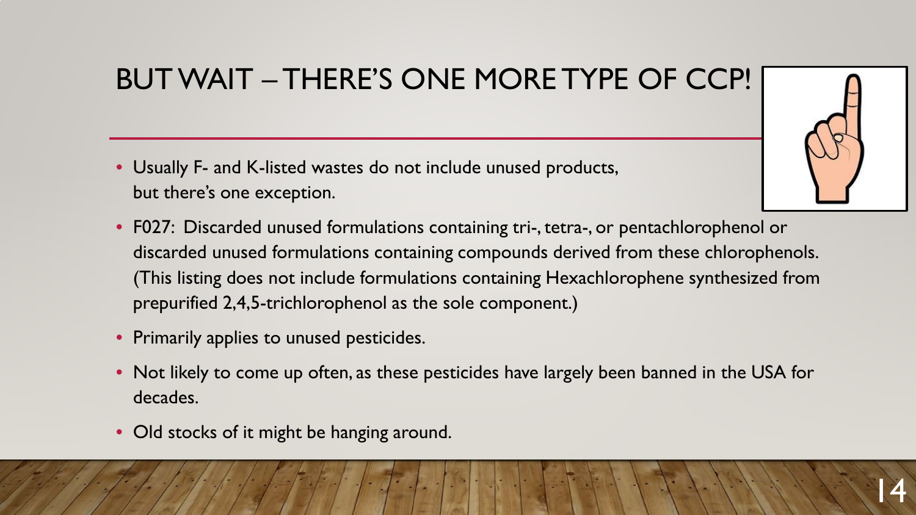# BUT WAIT – THERE'S ONE MORE TYPE OF CCP!

- Usually F- and K-listed wastes do not include unused products, but there's one exception.
- F027: Discarded unused formulations containing tri-, tetra-, or pentachlorophenol or discarded unused formulations containing compounds derived from these chlorophenols. (This listing does not include formulations containing Hexachlorophene synthesized from prepurified 2,4,5-trichlorophenol as the sole component.)
- Primarily applies to unused pesticides.
- Not likely to come up often, as these pesticides have largely been banned in the USA for decades.
- Old stocks of it might be hanging around.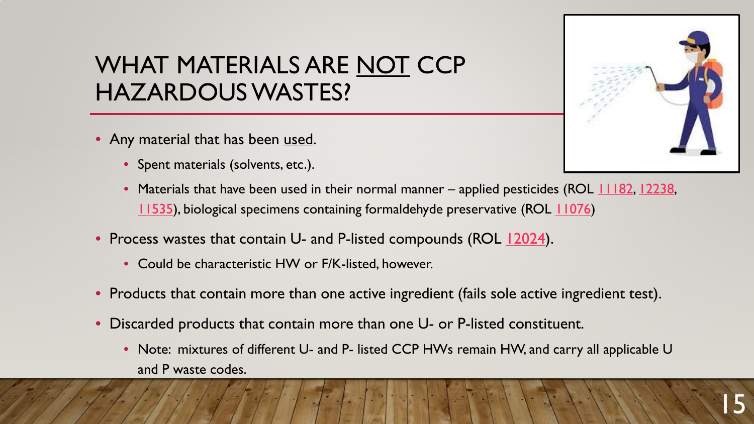# WHAT MATERIALS ARE NOT CCP HAZARDOUS WASTES?

- Any material that has been used.
  - Spent materials (solvents, etc.).
  - Materials that have been used in their normal manner – applied pesticides (ROL 11182, 12238, 11535), biological specimens containing formaldehyde preservative (ROL 11076)
- Process wastes that contain U- and P-listed compounds (ROL 12024).
  - Could be characteristic HW or F/K-listed, however.
- Products that contain more than one active ingredient (fails sole active ingredient test).
- Discarded products that contain more than one U- or P-listed constituent.
  - Note: mixtures of different U- and P- listed CCP HWs remain HW, and carry all applicable U and P waste codes.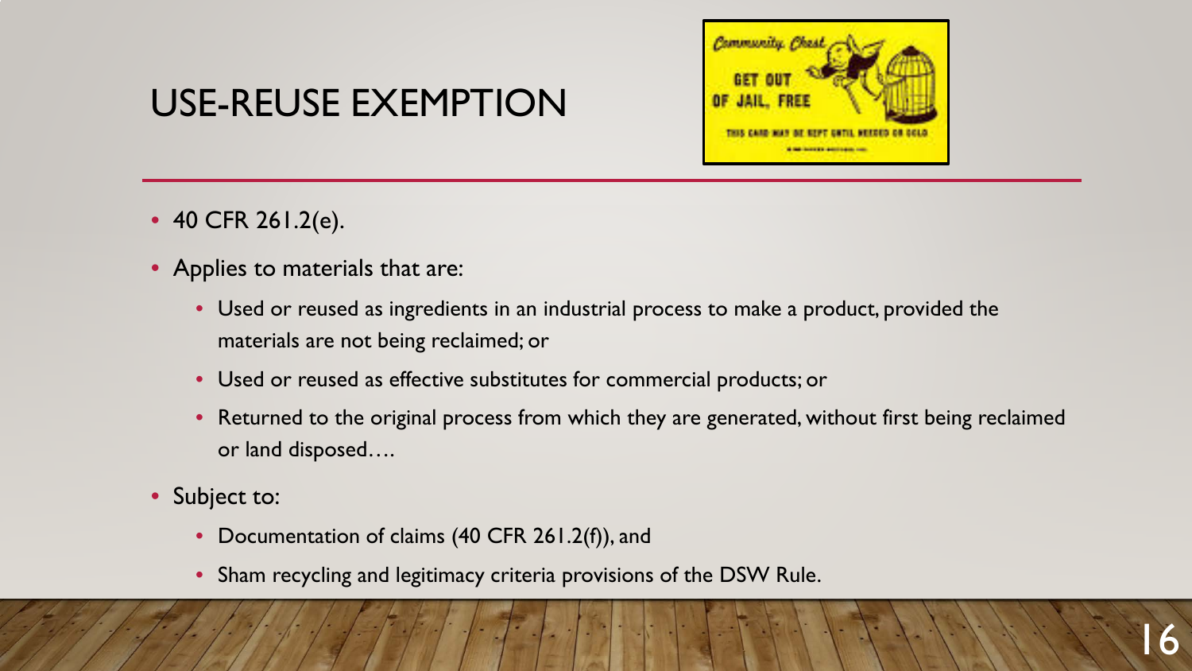# USE-REUSE EXEMPTION

- 40 CFR 261.2(e).
- Applies to materials that are:
  - Used or reused as ingredients in an industrial process to make a product, provided the materials are not being reclaimed; or
  - Used or reused as effective substitutes for commercial products; or
  - Returned to the original process from which they are generated, without first being reclaimed or land disposed….
- Subject to:
  - Documentation of claims (40 CFR 261.2(f)), and
  - Sham recycling and legitimacy criteria provisions of the DSW Rule.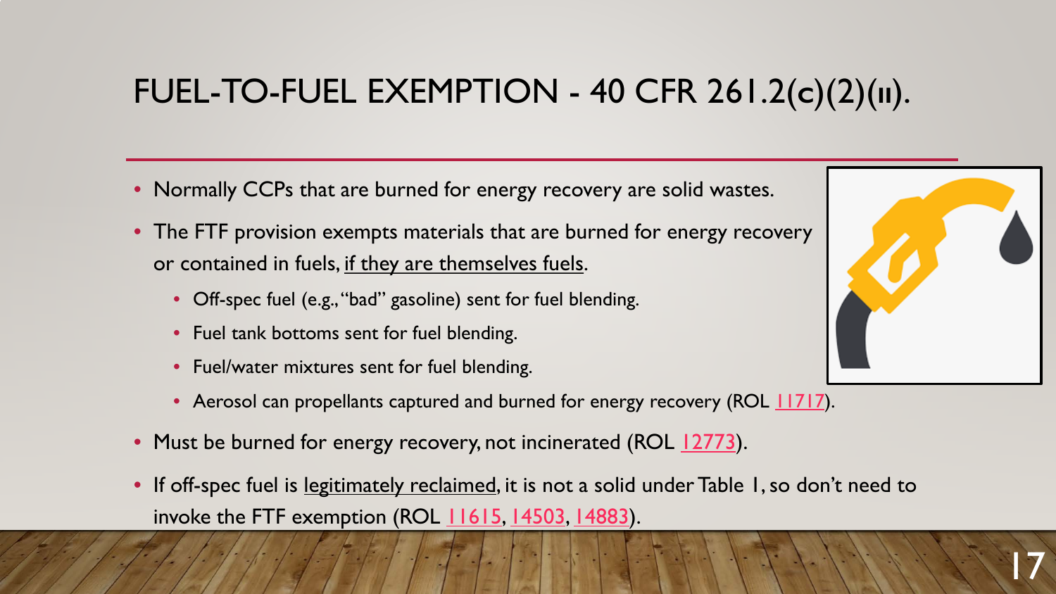# FUEL-TO-FUEL EXEMPTION - 40 CFR 261.2(c)(2)(ii).

- Normally CCPs that are burned for energy recovery are solid wastes.
- The FTF provision exempts materials that are burned for energy recovery or contained in fuels, <u>if they are themselves fuels</u>.
  - Off-spec fuel (e.g., "bad" gasoline) sent for fuel blending.
  - Fuel tank bottoms sent for fuel blending.
  - Fuel/water mixtures sent for fuel blending.
  - Aerosol can propellants captured and burned for energy recovery (ROL 11717).
- Must be burned for energy recovery, not incinerated (ROL 12773).
- If off-spec fuel is <u>legitimately reclaimed</u>, it is not a solid under Table 1, so don't need to invoke the FTF exemption (ROL 11615, 14503, 14883).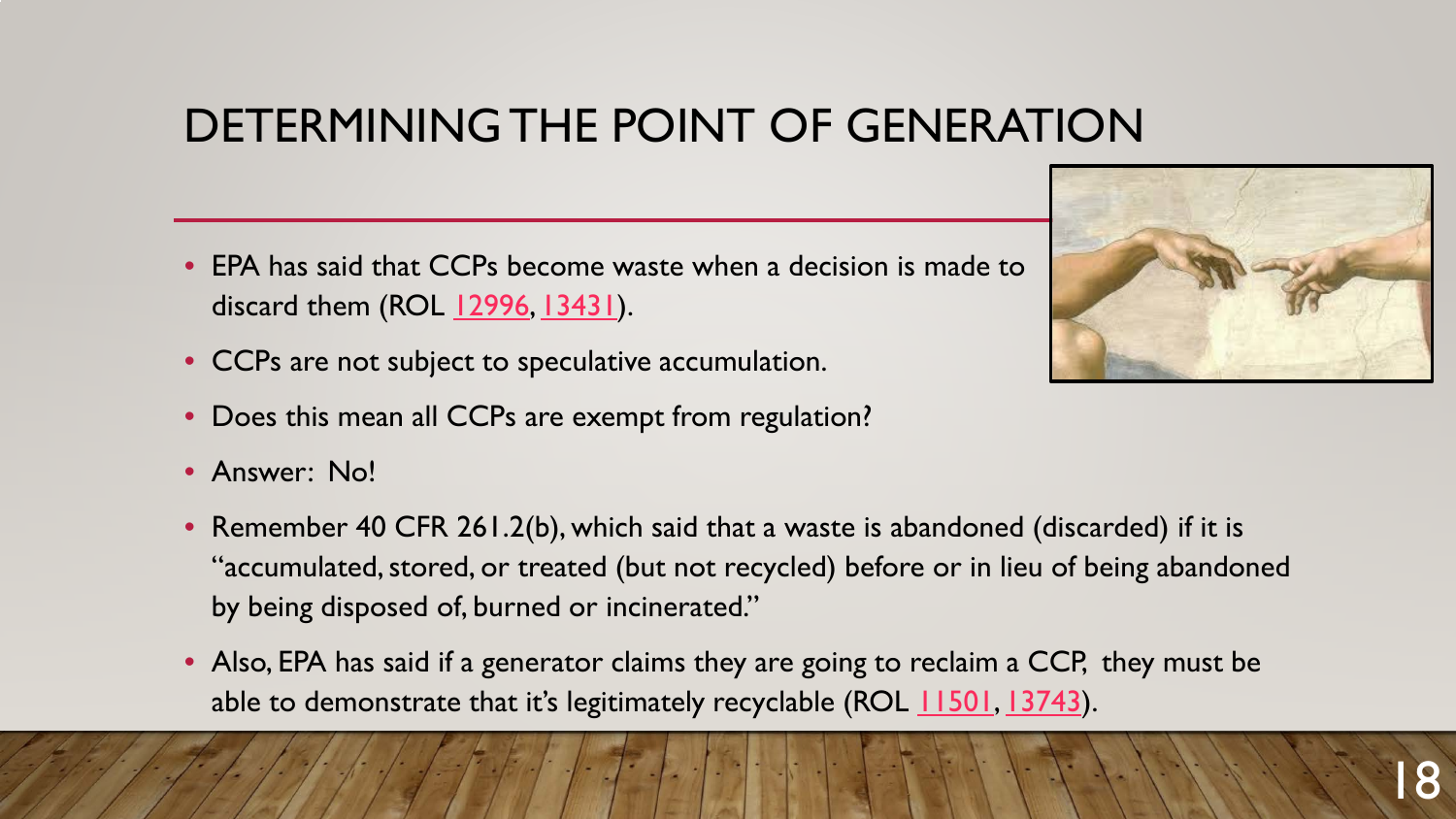# DETERMINING THE POINT OF GENERATION

- EPA has said that CCPs become waste when a decision is made to discard them (ROL 12996, 13431).
- CCPs are not subject to speculative accumulation.
- Does this mean all CCPs are exempt from regulation?
- Answer: No!
- Remember 40 CFR 261.2(b), which said that a waste is abandoned (discarded) if it is "accumulated, stored, or treated (but not recycled) before or in lieu of being abandoned by being disposed of, burned or incinerated."
- Also, EPA has said if a generator claims they are going to reclaim a CCP, they must be able to demonstrate that it's legitimately recyclable (ROL 11501, 13743).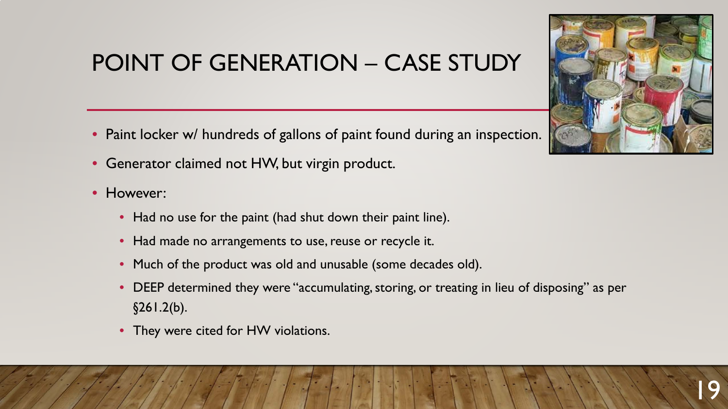# POINT OF GENERATION – CASE STUDY

- Paint locker w/ hundreds of gallons of paint found during an inspection.
- Generator claimed not HW, but virgin product.
- However:
  - Had no use for the paint (had shut down their paint line).
  - Had made no arrangements to use, reuse or recycle it.
  - Much of the product was old and unusable (some decades old).
  - DEEP determined they were "accumulating, storing, or treating in lieu of disposing" as per §261.2(b).
  - They were cited for HW violations.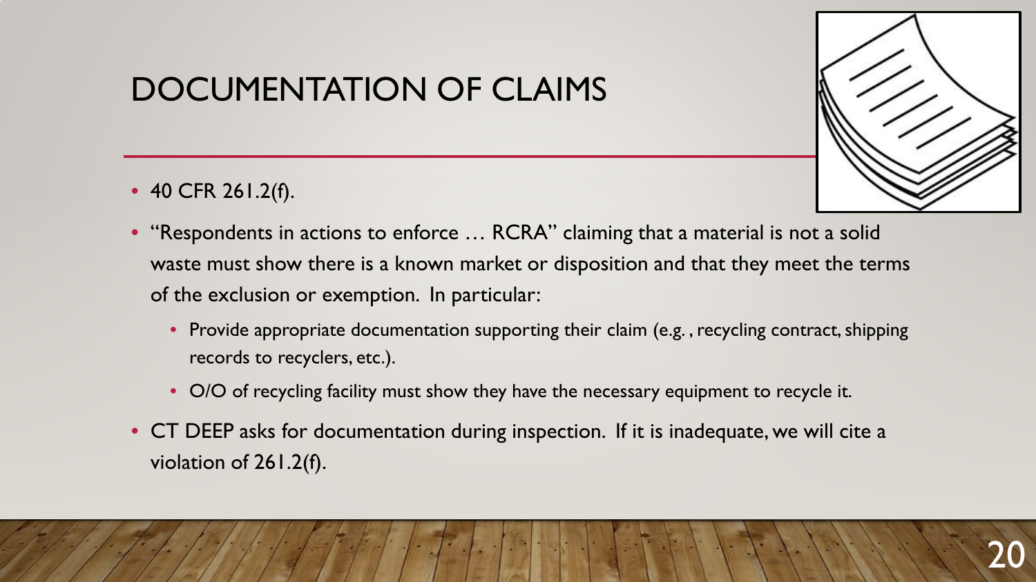# DOCUMENTATION OF CLAIMS

- 40 CFR 261.2(f).
- "Respondents in actions to enforce … RCRA" claiming that a material is not a solid waste must show there is a known market or disposition and that they meet the terms of the exclusion or exemption. In particular:
  - Provide appropriate documentation supporting their claim (e.g. , recycling contract, shipping records to recyclers, etc.).
  - O/O of recycling facility must show they have the necessary equipment to recycle it.
- CT DEEP asks for documentation during inspection. If it is inadequate, we will cite a violation of 261.2(f).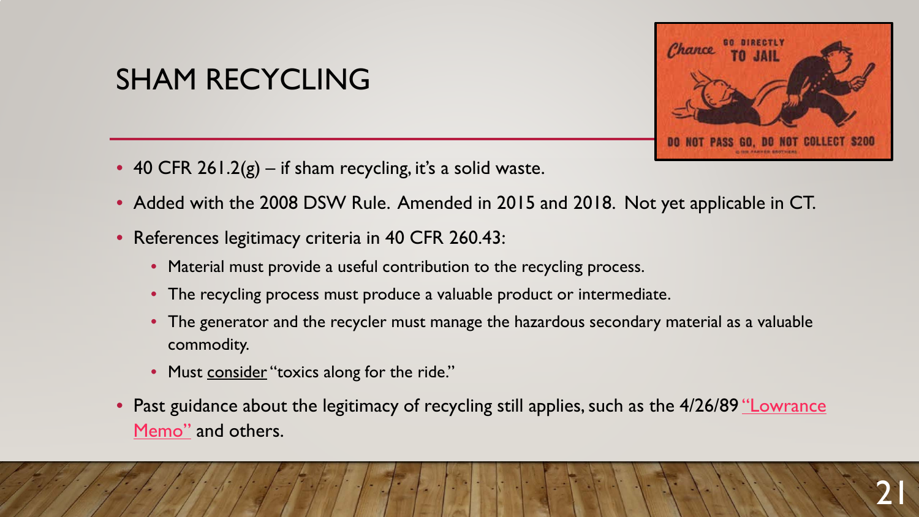# SHAM RECYCLING

- 40 CFR 261.2(g) – if sham recycling, it's a solid waste.
- Added with the 2008 DSW Rule. Amended in 2015 and 2018. Not yet applicable in CT.
- References legitimacy criteria in 40 CFR 260.43:
  - Material must provide a useful contribution to the recycling process.
  - The recycling process must produce a valuable product or intermediate.
  - The generator and the recycler must manage the hazardous secondary material as a valuable commodity.
  - Must consider "toxics along for the ride."
- Past guidance about the legitimacy of recycling still applies, such as the 4/26/89 "Lowrance Memo" and others.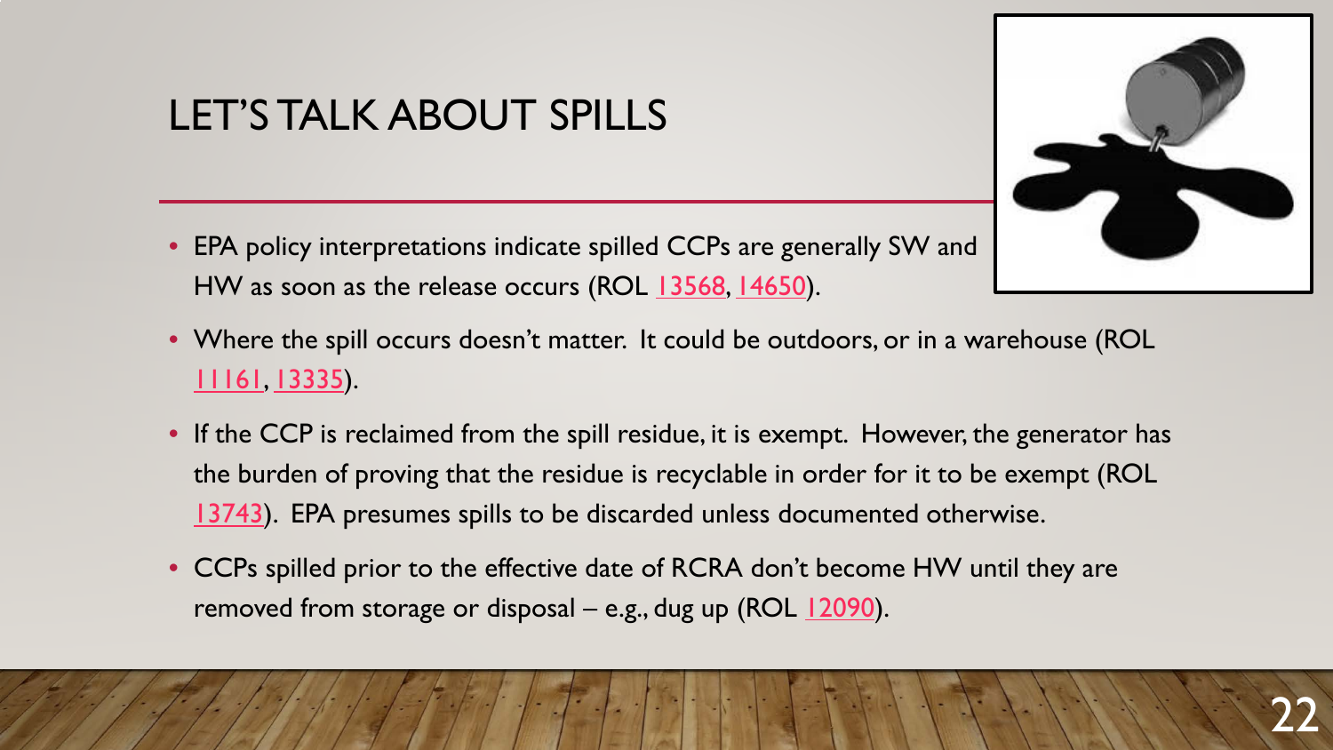# LET'S TALK ABOUT SPILLS

- EPA policy interpretations indicate spilled CCPs are generally SW and HW as soon as the release occurs (ROL 13568, 14650).
- Where the spill occurs doesn't matter. It could be outdoors, or in a warehouse (ROL 11161, 13335).
- If the CCP is reclaimed from the spill residue, it is exempt. However, the generator has the burden of proving that the residue is recyclable in order for it to be exempt (ROL 13743). EPA presumes spills to be discarded unless documented otherwise.
- CCPs spilled prior to the effective date of RCRA don't become HW until they are removed from storage or disposal – e.g., dug up (ROL 12090).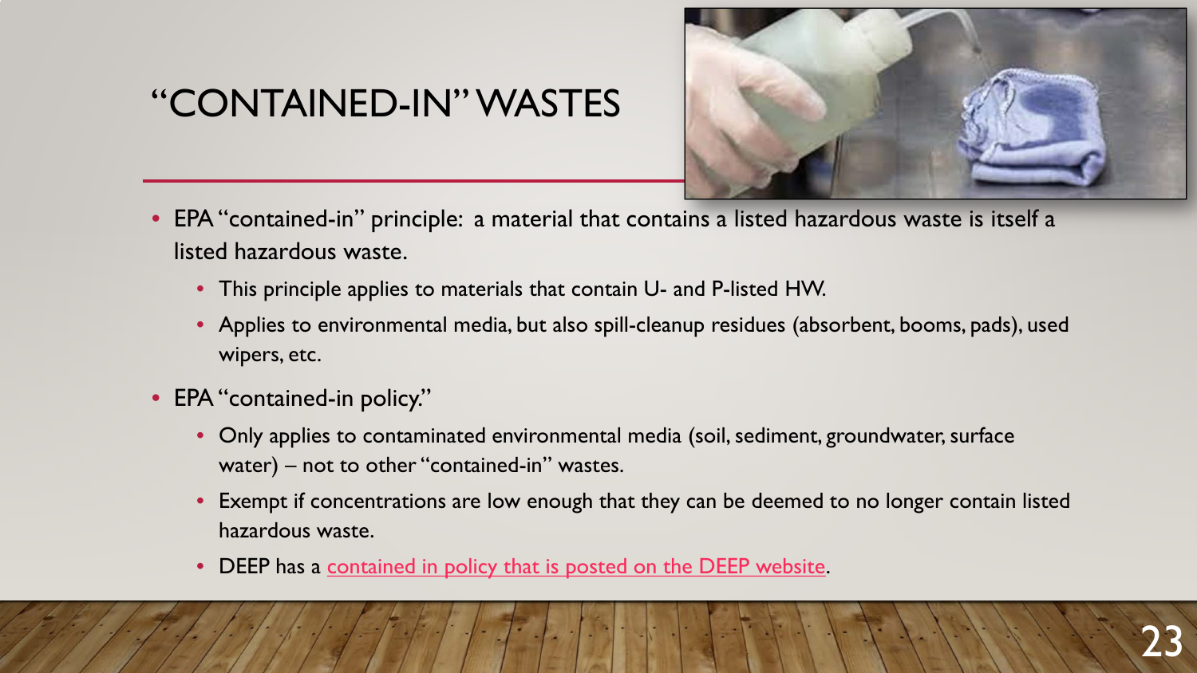# "CONTAINED-IN" WASTES

- EPA "contained-in" principle: a material that contains a listed hazardous waste is itself a listed hazardous waste.
  - This principle applies to materials that contain U- and P-listed HW.
  - Applies to environmental media, but also spill-cleanup residues (absorbent, booms, pads), used wipers, etc.
- EPA "contained-in policy."
  - Only applies to contaminated environmental media (soil, sediment, groundwater, surface water) – not to other "contained-in" wastes.
  - Exempt if concentrations are low enough that they can be deemed to no longer contain listed hazardous waste.
  - DEEP has a contained in policy that is posted on the DEEP website.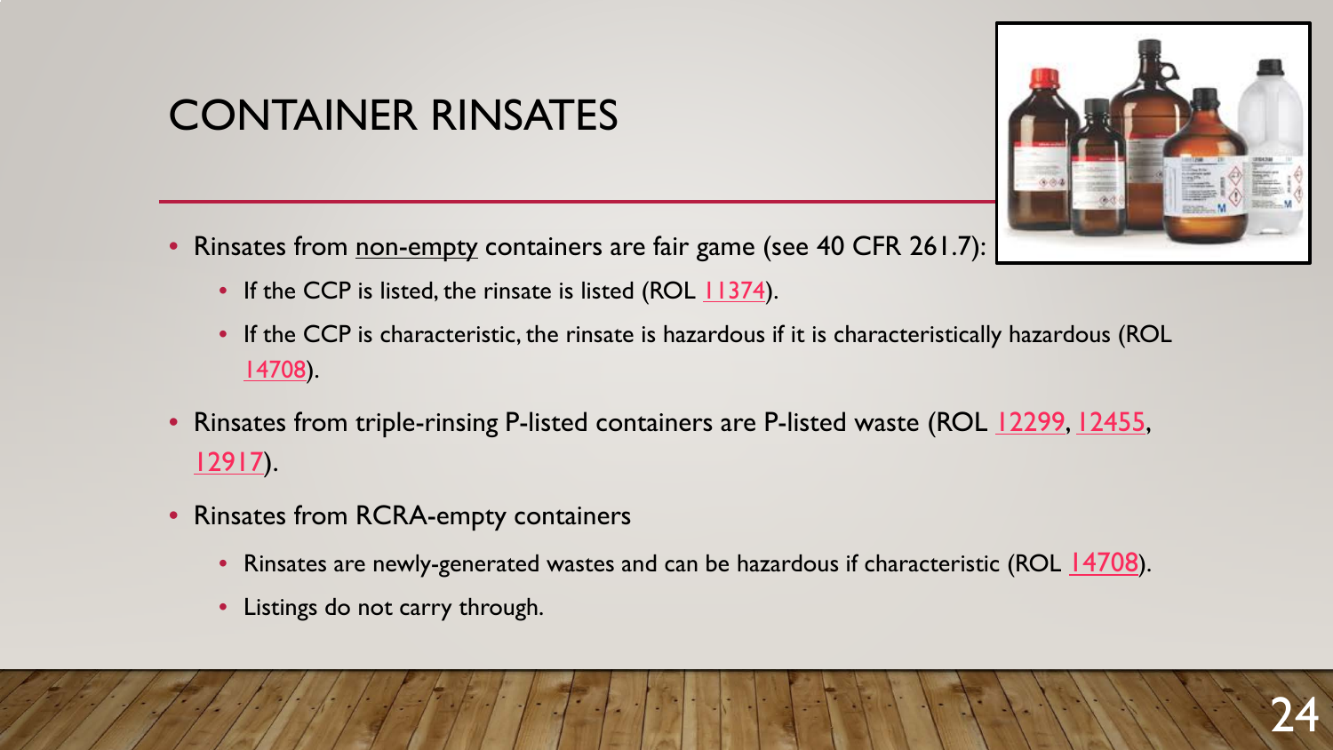# CONTAINER RINSATES

- Rinsates from <u>non-empty</u> containers are fair game (see 40 CFR 261.7):
  - If the CCP is listed, the rinsate is listed (ROL 11374).
  - If the CCP is characteristic, the rinsate is hazardous if it is characteristically hazardous (ROL 14708).
- Rinsates from triple-rinsing P-listed containers are P-listed waste (ROL 12299, 12455, 12917).
- Rinsates from RCRA-empty containers
  - Rinsates are newly-generated wastes and can be hazardous if characteristic (ROL 14708).
  - Listings do not carry through.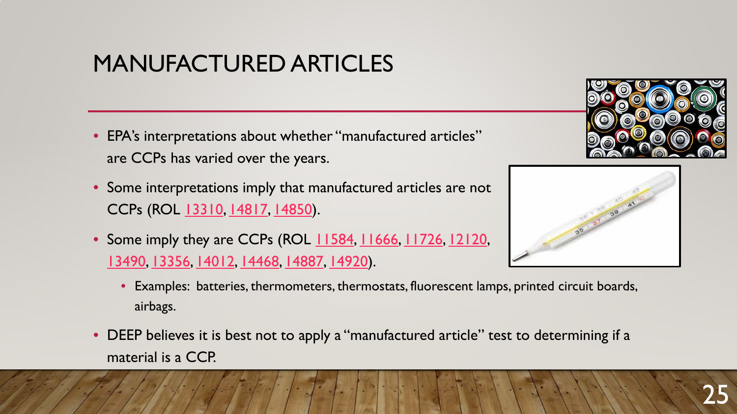# MANUFACTURED ARTICLES

- EPA's interpretations about whether "manufactured articles" are CCPs has varied over the years.
- Some interpretations imply that manufactured articles are not CCPs (ROL 13310, 14817, 14850).
- Some imply they are CCPs (ROL 11584, 11666, 11726, 12120, 13490, 13356, 14012, 14468, 14887, 14920).
  - Examples: batteries, thermometers, thermostats, fluorescent lamps, printed circuit boards, airbags.
- DEEP believes it is best not to apply a "manufactured article" test to determining if a material is a CCP.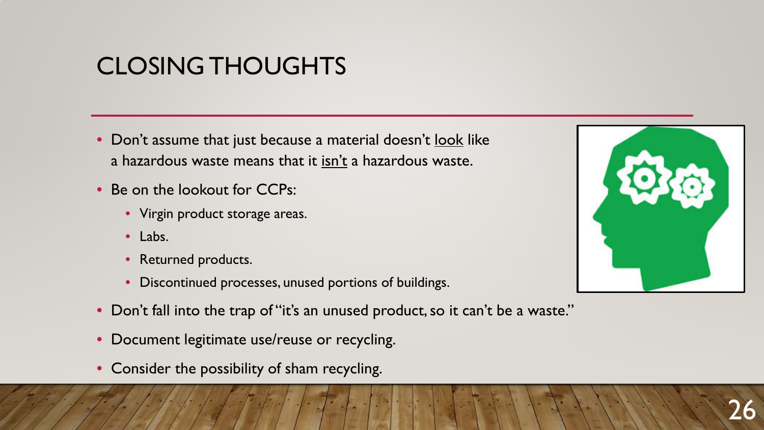# CLOSING THOUGHTS

- Don't assume that just because a material doesn't <u>look</u> like a hazardous waste means that it <u>isn't</u> a hazardous waste.
- Be on the lookout for CCPs:
  - Virgin product storage areas.
  - Labs.
  - Returned products.
  - Discontinued processes, unused portions of buildings.
- Don't fall into the trap of "it's an unused product, so it can't be a waste."
- Document legitimate use/reuse or recycling.
- Consider the possibility of sham recycling.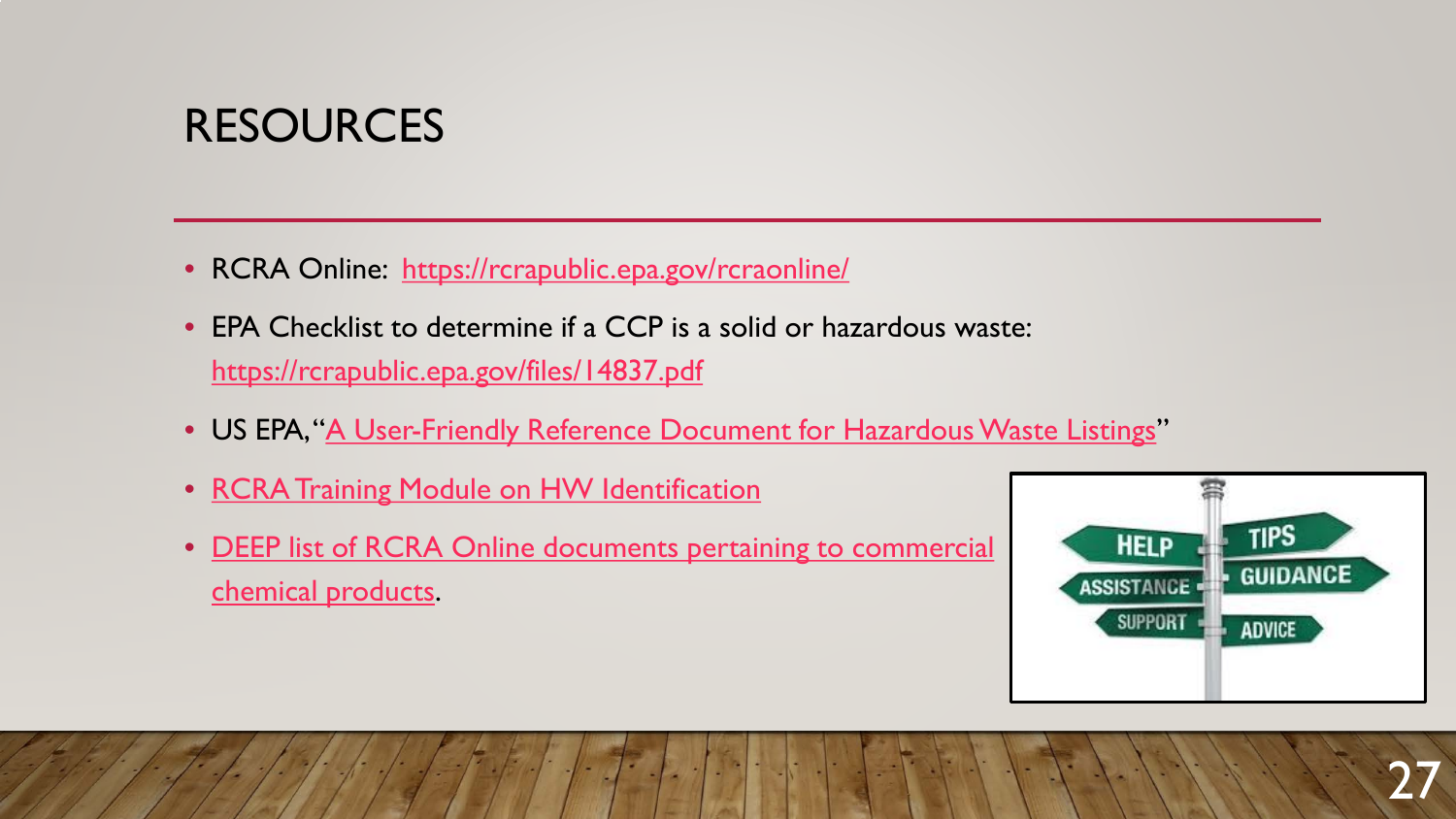# RESOURCES

- RCRA Online: https://rcrapublic.epa.gov/rcraonline/
- EPA Checklist to determine if a CCP is a solid or hazardous waste: https://rcrapublic.epa.gov/files/14837.pdf
- US EPA, "A User-Friendly Reference Document for Hazardous Waste Listings"
- RCRA Training Module on HW Identification
- DEEP list of RCRA Online documents pertaining to commercial chemical products.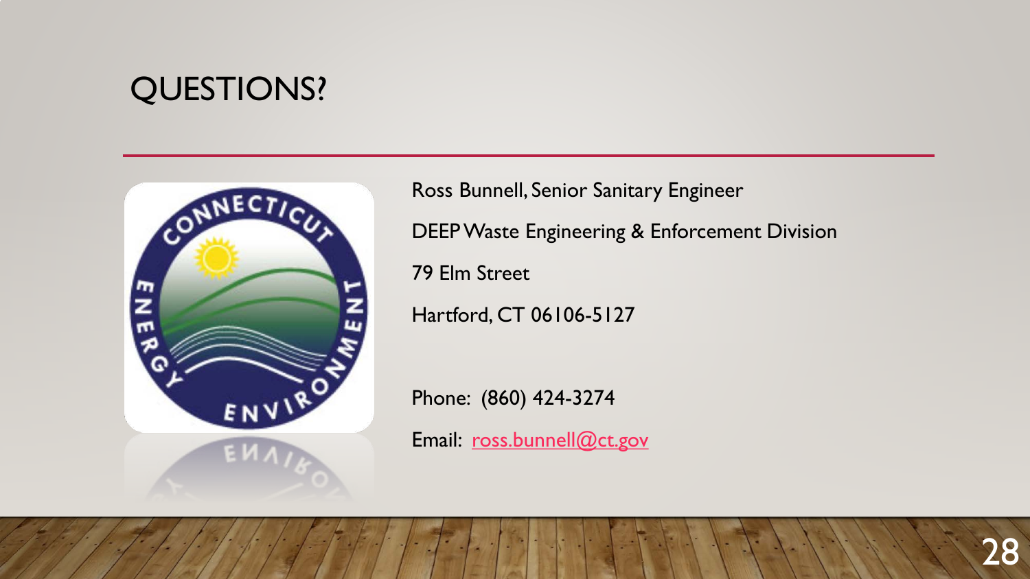# QUESTIONS?

Ross Bunnell, Senior Sanitary Engineer

DEEP Waste Engineering & Enforcement Division

79 Elm Street

Hartford, CT 06106-5127

Phone: (860) 424-3274

Email: ross.bunnell@ct.gov